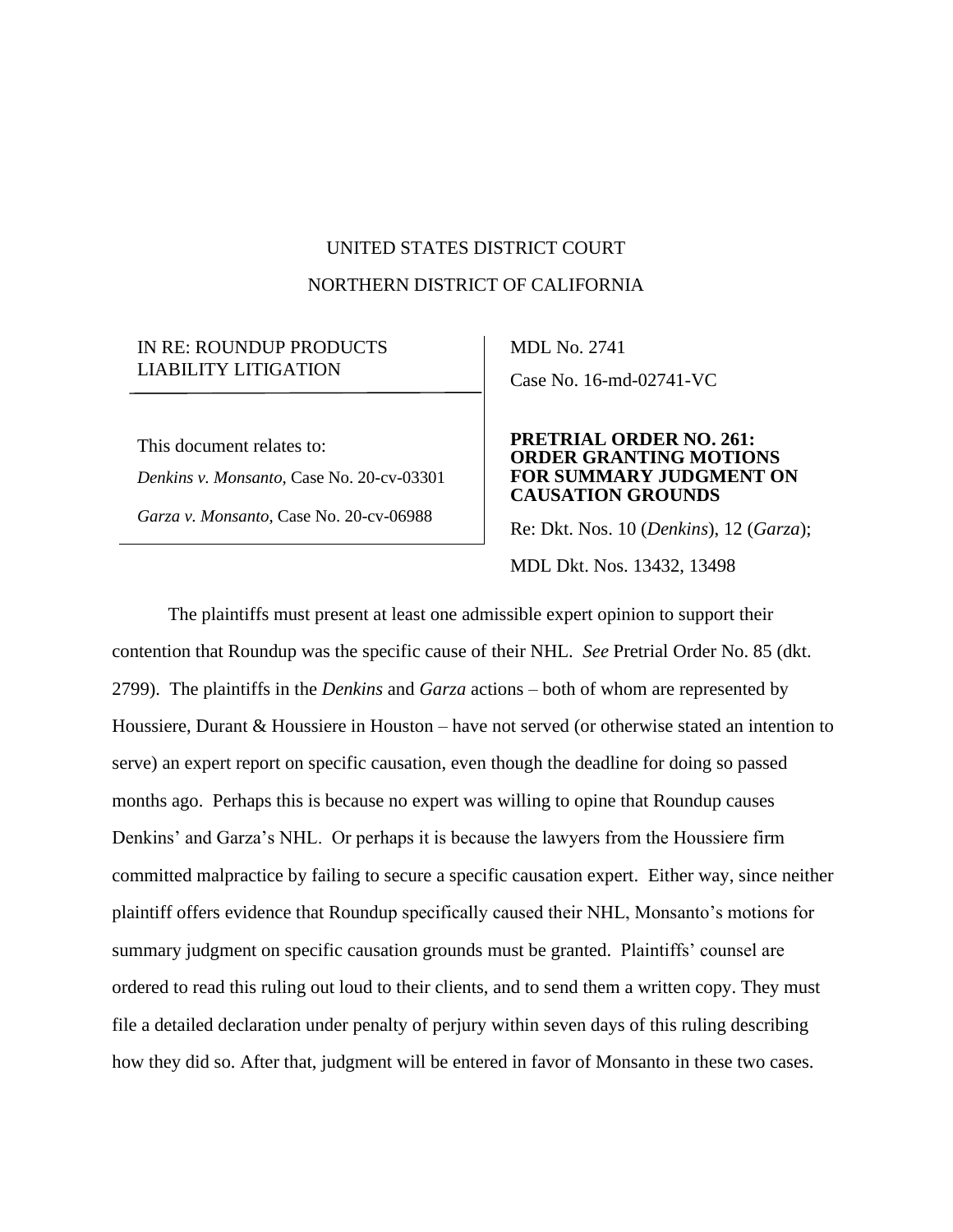UNITED STATES DISTRICT COURT

NORTHERN DISTRICT OF CALIFORNIA

| | |
|---|---|
| IN RE: ROUNDUP PRODUCTS LIABILITY LITIGATION | MDL No. 2741<br>Case No. 16-md-02741-VC |
| This document relates to:<br>*Denkins v. Monsanto*, Case No. 20-cv-03301<br>*Garza v. Monsanto*, Case No. 20-cv-06988 | **PRETRIAL ORDER NO. 261: ORDER GRANTING MOTIONS FOR SUMMARY JUDGMENT ON CAUSATION GROUNDS**<br>Re: Dkt. Nos. 10 (*Denkins*), 12 (*Garza*); MDL Dkt. Nos. 13432, 13498 |

The plaintiffs must present at least one admissible expert opinion to support their contention that Roundup was the specific cause of their NHL. *See* Pretrial Order No. 85 (dkt. 2799). The plaintiffs in the *Denkins* and *Garza* actions – both of whom are represented by Houssiere, Durant & Houssiere in Houston – have not served (or otherwise stated an intention to serve) an expert report on specific causation, even though the deadline for doing so passed months ago. Perhaps this is because no expert was willing to opine that Roundup causes Denkins' and Garza's NHL. Or perhaps it is because the lawyers from the Houssiere firm committed malpractice by failing to secure a specific causation expert. Either way, since neither plaintiff offers evidence that Roundup specifically caused their NHL, Monsanto's motions for summary judgment on specific causation grounds must be granted. Plaintiffs' counsel are ordered to read this ruling out loud to their clients, and to send them a written copy. They must file a detailed declaration under penalty of perjury within seven days of this ruling describing how they did so. After that, judgment will be entered in favor of Monsanto in these two cases.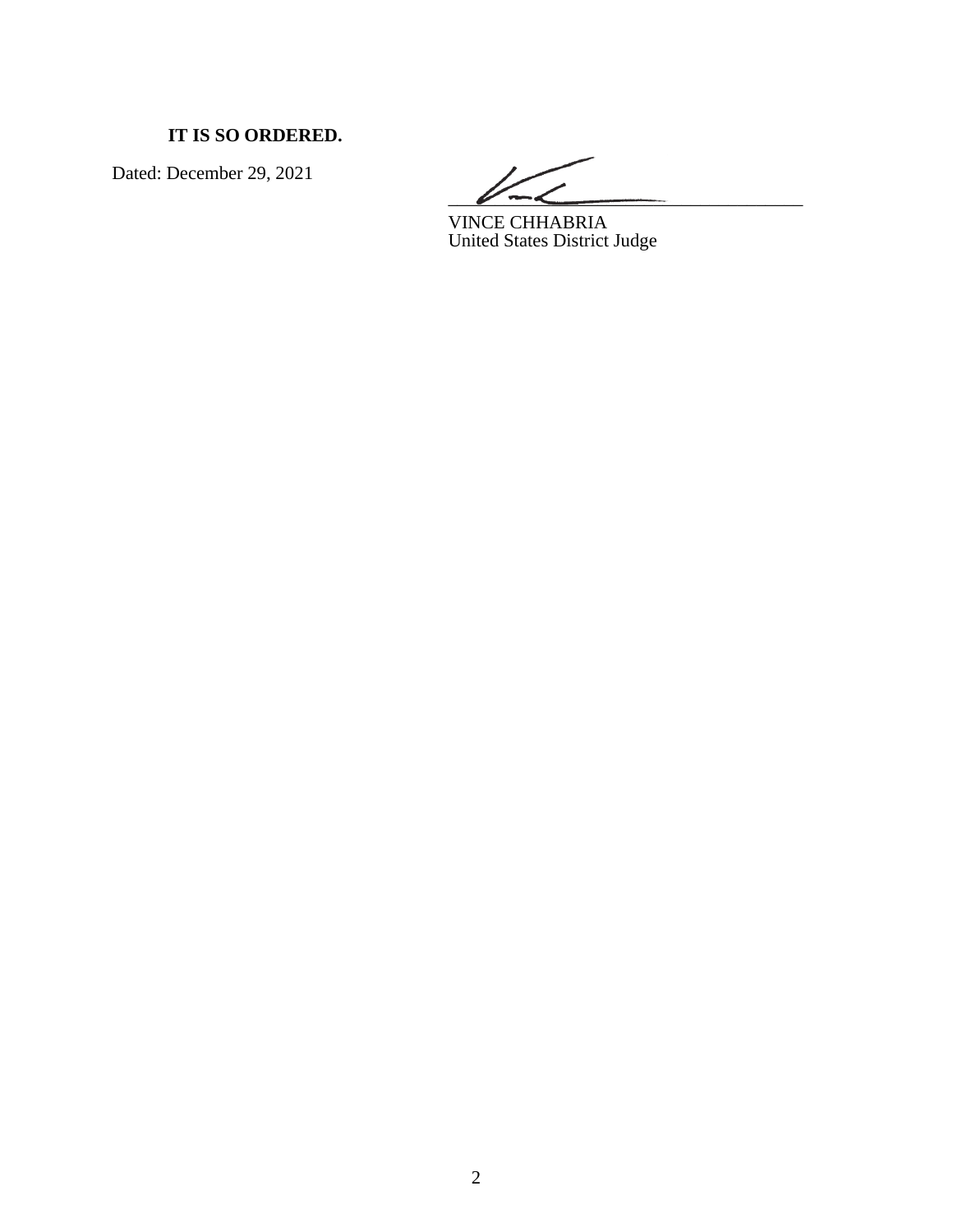**IT IS SO ORDERED.**

Dated: December 29, 2021

VINCE CHHABRIA
United States District Judge